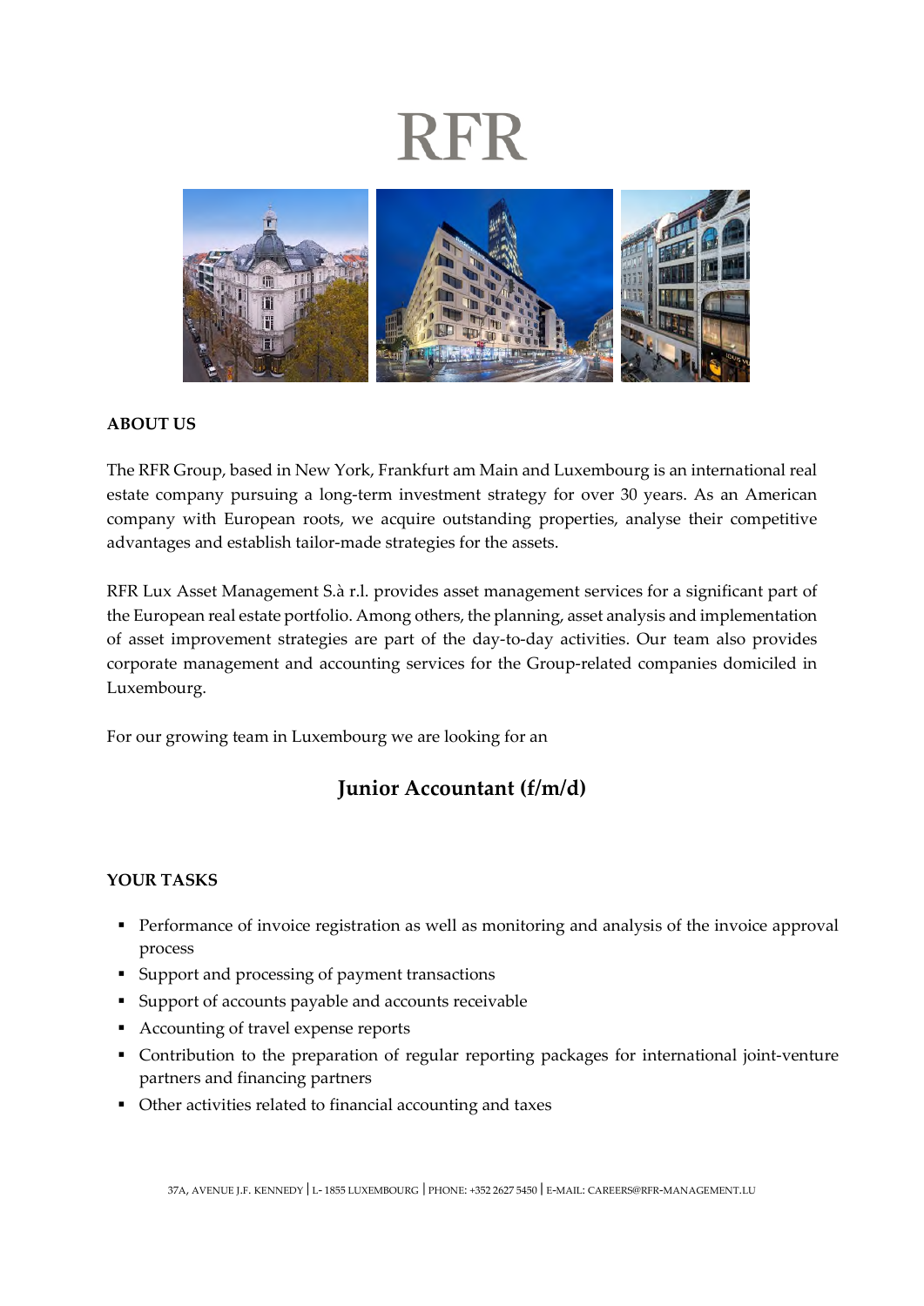# RFR

## ABOUT US

The RFR Group, based in New York, Frankfurt am Main and Luxembourg is an international real estate company pursuing a long-term investment strategy for over 30 years. As an American company with European roots, we acquire outstanding properties, analyse their competitive advantages and establish tailor-made strategies for the assets.

RFR Lux Asset Management S.à r.l. provides asset management services for a significant part of the European real estate portfolio. Among others, the planning, asset analysis and implementation of asset improvement strategies are part of the day-to-day activities. Our team also provides corporate management and accounting services for the Group-related companies domiciled in Luxembourg.

For our growing team in Luxembourg we are looking for an

## Junior Accountant (f/m/d)

## YOUR TASKS

- Performance of invoice registration as well as monitoring and analysis of the invoice approval process
- Support and processing of payment transactions
- Support of accounts payable and accounts receivable
- Accounting of travel expense reports
- Contribution to the preparation of regular reporting packages for international joint-venture partners and financing partners
- Other activities related to financial accounting and taxes

37A, AVENUE J.F. KENNEDY | L- 1855 LUXEMBOURG | PHONE: +352 2627 5450 | E-MAIL: CAREERS@RFR-MANAGEMENT.LU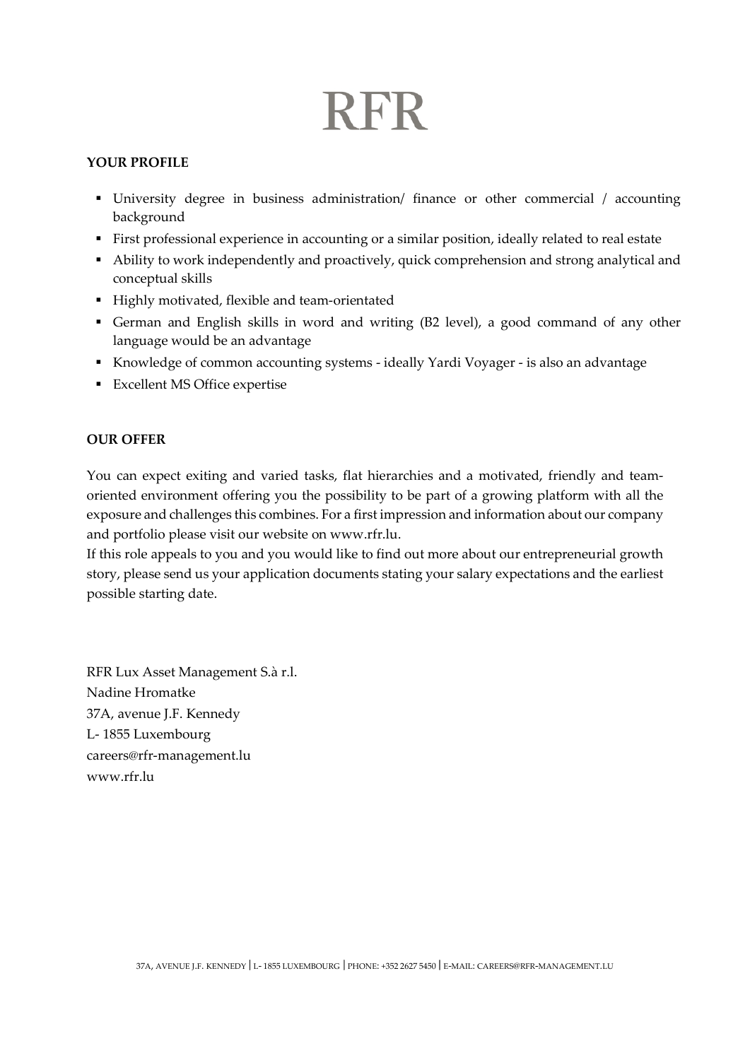# RFR

**YOUR PROFILE**

- University degree in business administration/ finance or other commercial / accounting background
- First professional experience in accounting or a similar position, ideally related to real estate
- Ability to work independently and proactively, quick comprehension and strong analytical and conceptual skills
- Highly motivated, flexible and team-orientated
- German and English skills in word and writing (B2 level), a good command of any other language would be an advantage
- Knowledge of common accounting systems - ideally Yardi Voyager - is also an advantage
- Excellent MS Office expertise

**OUR OFFER**

You can expect exiting and varied tasks, flat hierarchies and a motivated, friendly and team-oriented environment offering you the possibility to be part of a growing platform with all the exposure and challenges this combines. For a first impression and information about our company and portfolio please visit our website on www.rfr.lu.
If this role appeals to you and you would like to find out more about our entrepreneurial growth story, please send us your application documents stating your salary expectations and the earliest possible starting date.

RFR Lux Asset Management S.à r.l.
Nadine Hromatke
37A, avenue J.F. Kennedy
L- 1855 Luxembourg
careers@rfr-management.lu
www.rfr.lu

37A, AVENUE J.F. KENNEDY | L- 1855 LUXEMBOURG | PHONE: +352 2627 5450 | E-MAIL: CAREERS@RFR-MANAGEMENT.LU